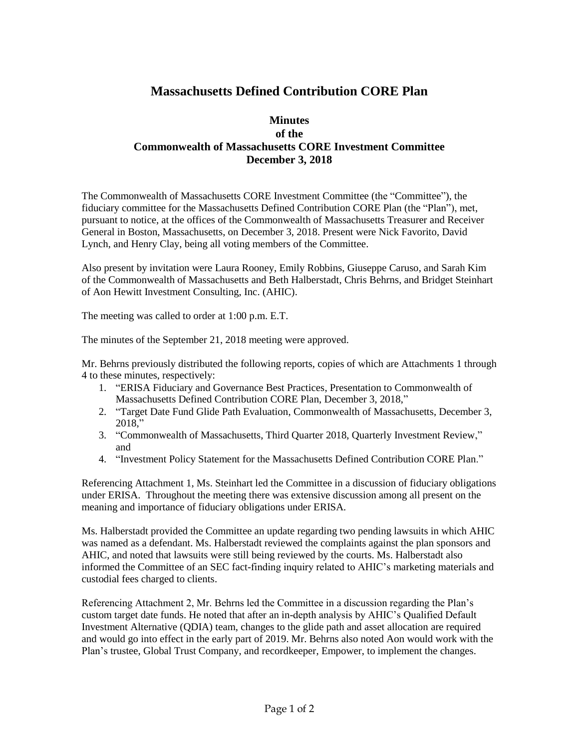# Massachusetts Defined Contribution CORE Plan

## Minutes
## of the
## Commonwealth of Massachusetts CORE Investment Committee
## December 3, 2018

The Commonwealth of Massachusetts CORE Investment Committee (the "Committee"), the fiduciary committee for the Massachusetts Defined Contribution CORE Plan (the "Plan"), met, pursuant to notice, at the offices of the Commonwealth of Massachusetts Treasurer and Receiver General in Boston, Massachusetts, on December 3, 2018. Present were Nick Favorito, David Lynch, and Henry Clay, being all voting members of the Committee.

Also present by invitation were Laura Rooney, Emily Robbins, Giuseppe Caruso, and Sarah Kim of the Commonwealth of Massachusetts and Beth Halberstadt, Chris Behrns, and Bridget Steinhart of Aon Hewitt Investment Consulting, Inc. (AHIC).

The meeting was called to order at 1:00 p.m. E.T.

The minutes of the September 21, 2018 meeting were approved.

Mr. Behrns previously distributed the following reports, copies of which are Attachments 1 through 4 to these minutes, respectively:

1. "ERISA Fiduciary and Governance Best Practices, Presentation to Commonwealth of Massachusetts Defined Contribution CORE Plan, December 3, 2018,"
2. "Target Date Fund Glide Path Evaluation, Commonwealth of Massachusetts, December 3, 2018,"
3. "Commonwealth of Massachusetts, Third Quarter 2018, Quarterly Investment Review," and
4. "Investment Policy Statement for the Massachusetts Defined Contribution CORE Plan."

Referencing Attachment 1, Ms. Steinhart led the Committee in a discussion of fiduciary obligations under ERISA. Throughout the meeting there was extensive discussion among all present on the meaning and importance of fiduciary obligations under ERISA.

Ms. Halberstadt provided the Committee an update regarding two pending lawsuits in which AHIC was named as a defendant. Ms. Halberstadt reviewed the complaints against the plan sponsors and AHIC, and noted that lawsuits were still being reviewed by the courts. Ms. Halberstadt also informed the Committee of an SEC fact-finding inquiry related to AHIC's marketing materials and custodial fees charged to clients.

Referencing Attachment 2, Mr. Behrns led the Committee in a discussion regarding the Plan's custom target date funds. He noted that after an in-depth analysis by AHIC's Qualified Default Investment Alternative (QDIA) team, changes to the glide path and asset allocation are required and would go into effect in the early part of 2019. Mr. Behrns also noted Aon would work with the Plan's trustee, Global Trust Company, and recordkeeper, Empower, to implement the changes.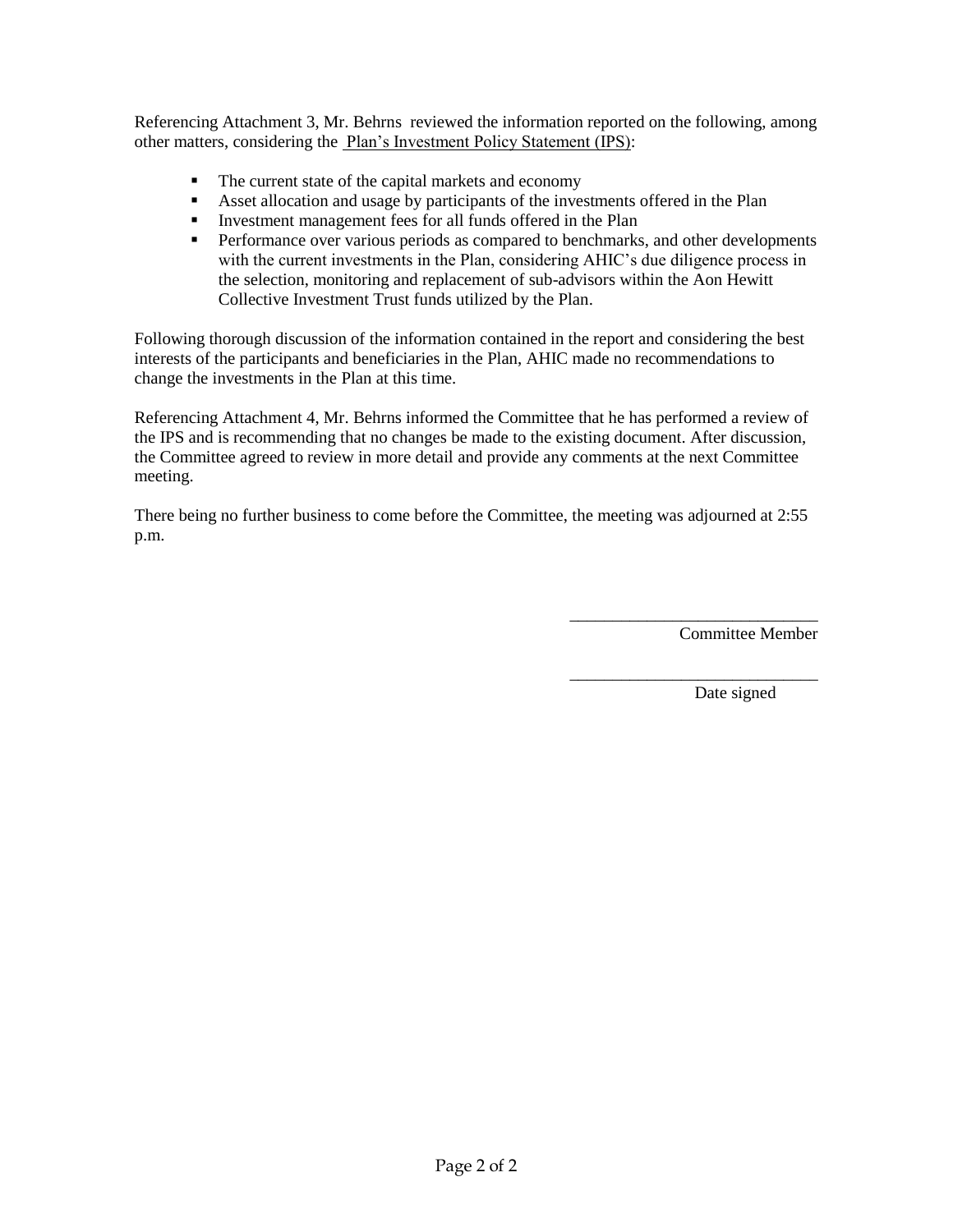Referencing Attachment 3, Mr. Behrns reviewed the information reported on the following, among other matters, considering the Plan's Investment Policy Statement (IPS):

- The current state of the capital markets and economy
- Asset allocation and usage by participants of the investments offered in the Plan
- Investment management fees for all funds offered in the Plan
- Performance over various periods as compared to benchmarks, and other developments with the current investments in the Plan, considering AHIC's due diligence process in the selection, monitoring and replacement of sub-advisors within the Aon Hewitt Collective Investment Trust funds utilized by the Plan.

Following thorough discussion of the information contained in the report and considering the best interests of the participants and beneficiaries in the Plan, AHIC made no recommendations to change the investments in the Plan at this time.

Referencing Attachment 4, Mr. Behrns informed the Committee that he has performed a review of the IPS and is recommending that no changes be made to the existing document. After discussion, the Committee agreed to review in more detail and provide any comments at the next Committee meeting.

There being no further business to come before the Committee, the meeting was adjourned at 2:55 p.m.

\_\_\_\_\_\_\_\_\_\_\_\_\_\_\_\_\_\_\_\_\_\_\_\_\_\_\_\_\_\_
Committee Member

\_\_\_\_\_\_\_\_\_\_\_\_\_\_\_\_\_\_\_\_\_\_\_\_\_\_\_\_\_\_
Date signed